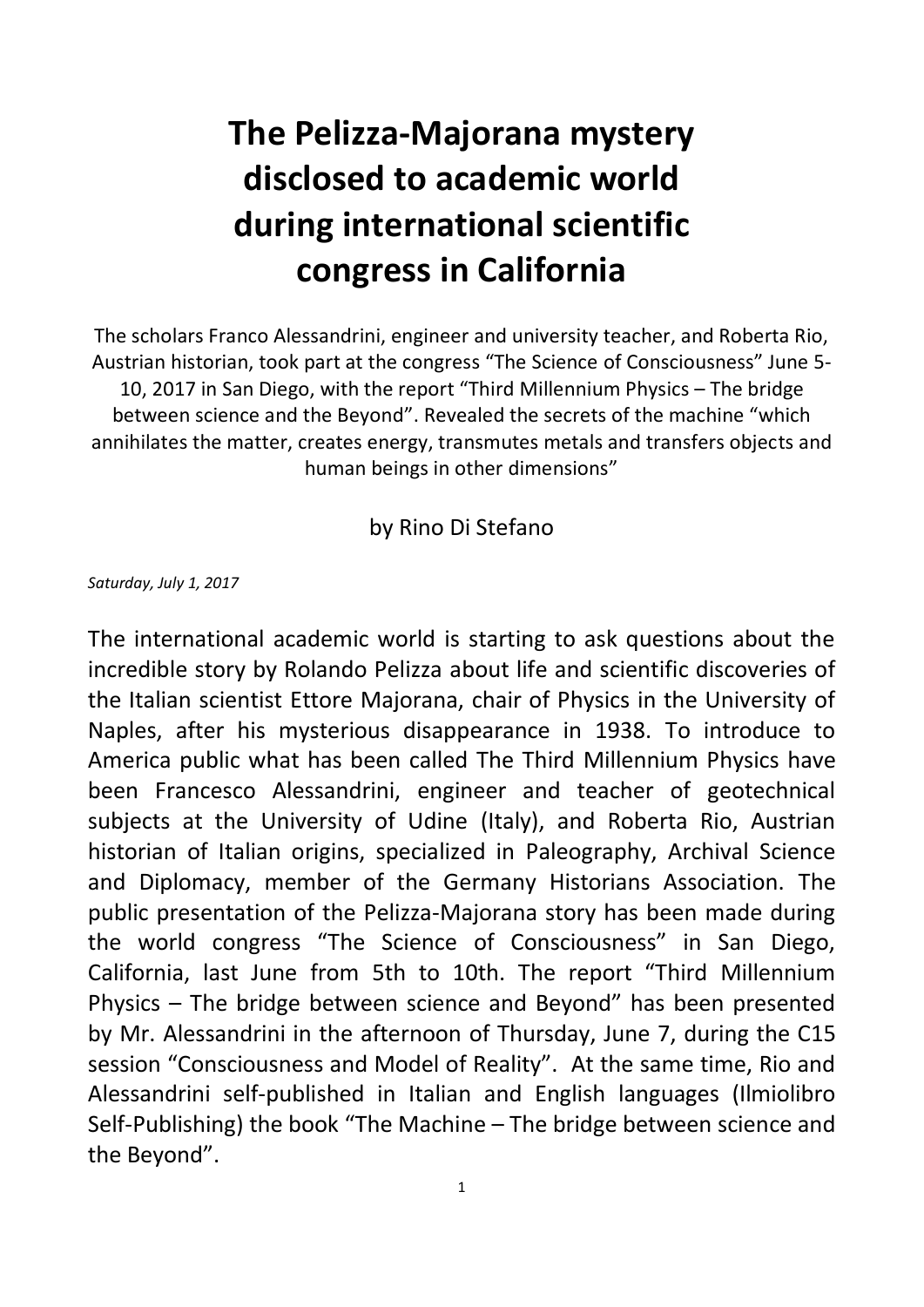# The Pelizza-Majorana mystery disclosed to academic world during international scientific congress in California

The scholars Franco Alessandrini, engineer and university teacher, and Roberta Rio, Austrian historian, took part at the congress "The Science of Consciousness" June 5-10, 2017 in San Diego, with the report "Third Millennium Physics – The bridge between science and the Beyond". Revealed the secrets of the machine "which annihilates the matter, creates energy, transmutes metals and transfers objects and human beings in other dimensions"

by Rino Di Stefano

*Saturday, July 1, 2017*

The international academic world is starting to ask questions about the incredible story by Rolando Pelizza about life and scientific discoveries of the Italian scientist Ettore Majorana, chair of Physics in the University of Naples, after his mysterious disappearance in 1938. To introduce to America public what has been called The Third Millennium Physics have been Francesco Alessandrini, engineer and teacher of geotechnical subjects at the University of Udine (Italy), and Roberta Rio, Austrian historian of Italian origins, specialized in Paleography, Archival Science and Diplomacy, member of the Germany Historians Association. The public presentation of the Pelizza-Majorana story has been made during the world congress "The Science of Consciousness" in San Diego, California, last June from 5th to 10th. The report "Third Millennium Physics – The bridge between science and Beyond" has been presented by Mr. Alessandrini in the afternoon of Thursday, June 7, during the C15 session "Consciousness and Model of Reality". At the same time, Rio and Alessandrini self-published in Italian and English languages (Ilmiolibro Self-Publishing) the book "The Machine – The bridge between science and the Beyond".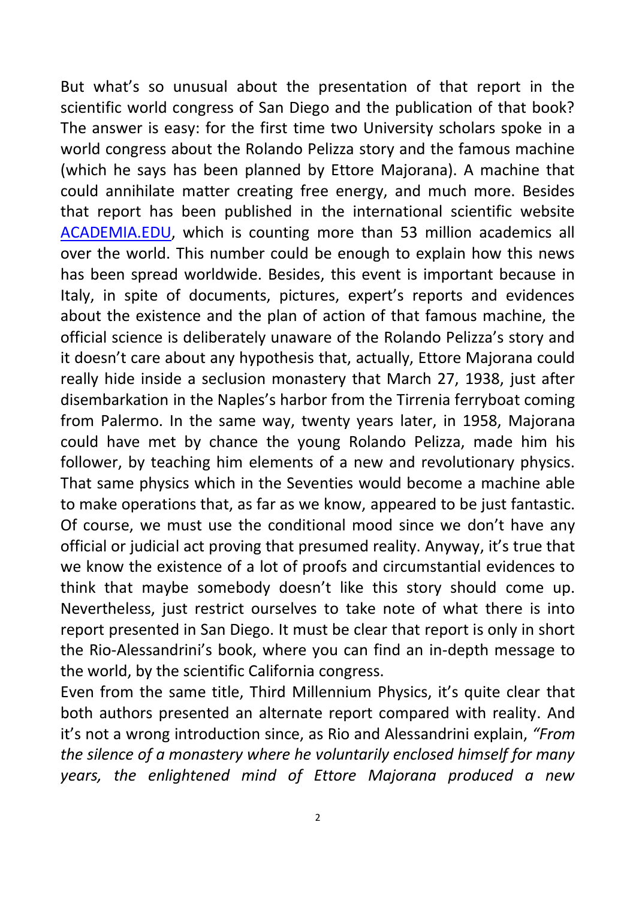But what's so unusual about the presentation of that report in the scientific world congress of San Diego and the publication of that book? The answer is easy: for the first time two University scholars spoke in a world congress about the Rolando Pelizza story and the famous machine (which he says has been planned by Ettore Majorana). A machine that could annihilate matter creating free energy, and much more. Besides that report has been published in the international scientific website ACADEMIA.EDU, which is counting more than 53 million academics all over the world. This number could be enough to explain how this news has been spread worldwide. Besides, this event is important because in Italy, in spite of documents, pictures, expert's reports and evidences about the existence and the plan of action of that famous machine, the official science is deliberately unaware of the Rolando Pelizza's story and it doesn't care about any hypothesis that, actually, Ettore Majorana could really hide inside a seclusion monastery that March 27, 1938, just after disembarkation in the Naples's harbor from the Tirrenia ferryboat coming from Palermo. In the same way, twenty years later, in 1958, Majorana could have met by chance the young Rolando Pelizza, made him his follower, by teaching him elements of a new and revolutionary physics. That same physics which in the Seventies would become a machine able to make operations that, as far as we know, appeared to be just fantastic. Of course, we must use the conditional mood since we don't have any official or judicial act proving that presumed reality. Anyway, it's true that we know the existence of a lot of proofs and circumstantial evidences to think that maybe somebody doesn't like this story should come up. Nevertheless, just restrict ourselves to take note of what there is into report presented in San Diego. It must be clear that report is only in short the Rio-Alessandrini's book, where you can find an in-depth message to the world, by the scientific California congress.

Even from the same title, Third Millennium Physics, it's quite clear that both authors presented an alternate report compared with reality. And it's not a wrong introduction since, as Rio and Alessandrini explain, *"From the silence of a monastery where he voluntarily enclosed himself for many years, the enlightened mind of Ettore Majorana produced a new*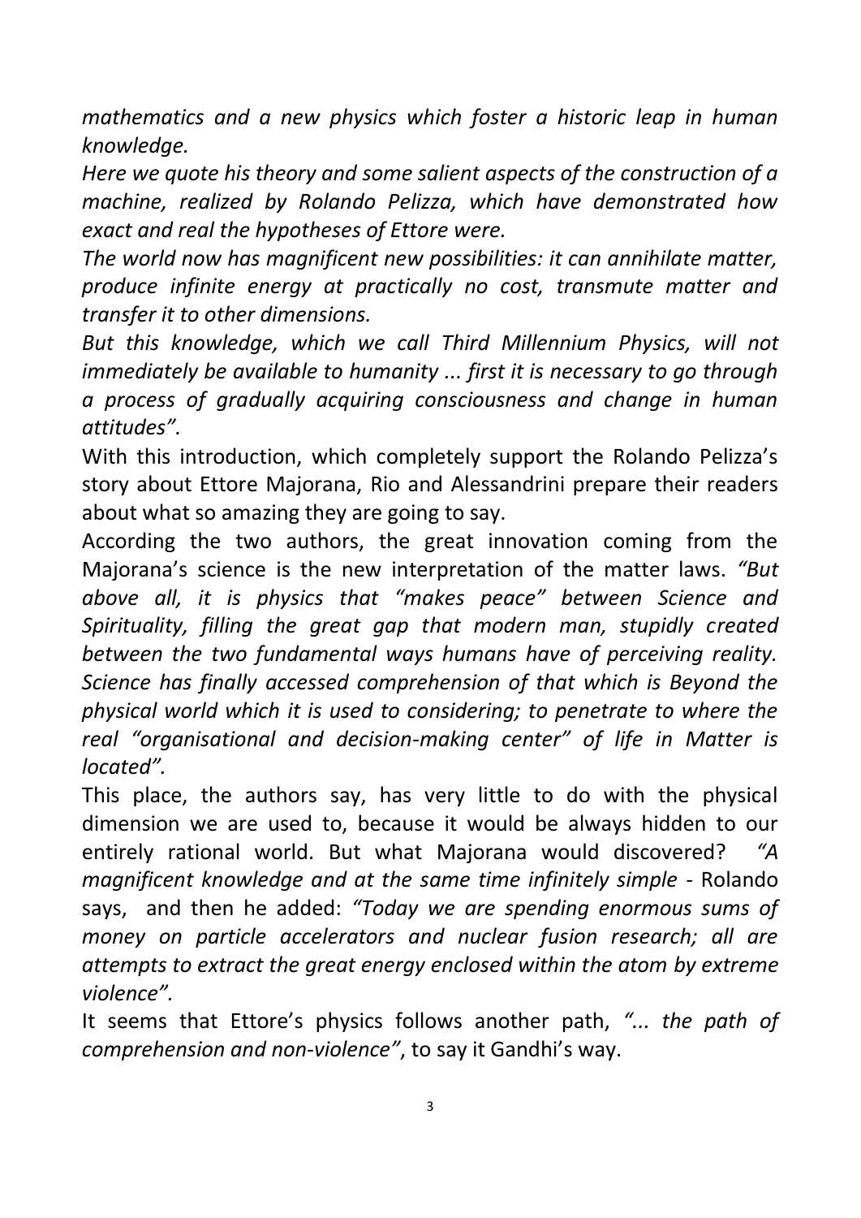*mathematics and a new physics which foster a historic leap in human knowledge.*

*Here we quote his theory and some salient aspects of the construction of a machine, realized by Rolando Pelizza, which have demonstrated how exact and real the hypotheses of Ettore were.*

*The world now has magnificent new possibilities: it can annihilate matter, produce infinite energy at practically no cost, transmute matter and transfer it to other dimensions.*

*But this knowledge, which we call Third Millennium Physics, will not immediately be available to humanity ... first it is necessary to go through a process of gradually acquiring consciousness and change in human attitudes".*

With this introduction, which completely support the Rolando Pelizza's story about Ettore Majorana, Rio and Alessandrini prepare their readers about what so amazing they are going to say.

According the two authors, the great innovation coming from the Majorana's science is the new interpretation of the matter laws. *"But above all, it is physics that "makes peace" between Science and Spirituality, filling the great gap that modern man, stupidly created between the two fundamental ways humans have of perceiving reality. Science has finally accessed comprehension of that which is Beyond the physical world which it is used to considering; to penetrate to where the real "organisational and decision-making center" of life in Matter is located".*

This place, the authors say, has very little to do with the physical dimension we are used to, because it would be always hidden to our entirely rational world. But what Majorana would discovered? *"A magnificent knowledge and at the same time infinitely simple* - Rolando says, and then he added: *"Today we are spending enormous sums of money on particle accelerators and nuclear fusion research; all are attempts to extract the great energy enclosed within the atom by extreme violence".*

It seems that Ettore's physics follows another path, *"... the path of comprehension and non-violence"*, to say it Gandhi's way.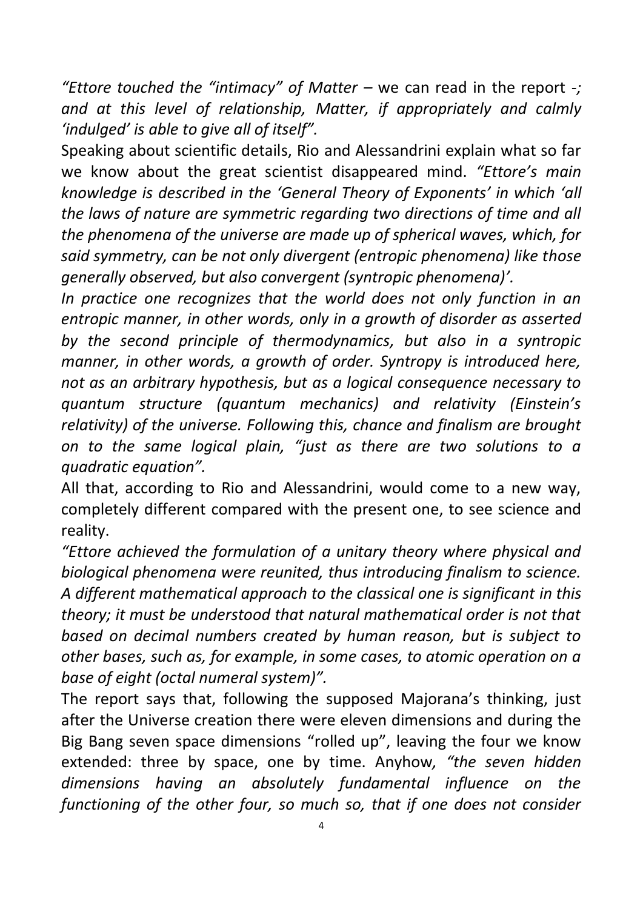*"Ettore touched the "intimacy" of Matter* – we can read in the report -*; and at this level of relationship, Matter, if appropriately and calmly 'indulged' is able to give all of itself".*

Speaking about scientific details, Rio and Alessandrini explain what so far we know about the great scientist disappeared mind. *"Ettore's main knowledge is described in the 'General Theory of Exponents' in which 'all the laws of nature are symmetric regarding two directions of time and all the phenomena of the universe are made up of spherical waves, which, for said symmetry, can be not only divergent (entropic phenomena) like those generally observed, but also convergent (syntropic phenomena)'.*

*In practice one recognizes that the world does not only function in an entropic manner, in other words, only in a growth of disorder as asserted by the second principle of thermodynamics, but also in a syntropic manner, in other words, a growth of order. Syntropy is introduced here, not as an arbitrary hypothesis, but as a logical consequence necessary to quantum structure (quantum mechanics) and relativity (Einstein's relativity) of the universe. Following this, chance and finalism are brought on to the same logical plain, "just as there are two solutions to a quadratic equation".*

All that, according to Rio and Alessandrini, would come to a new way, completely different compared with the present one, to see science and reality.

*"Ettore achieved the formulation of a unitary theory where physical and biological phenomena were reunited, thus introducing finalism to science. A different mathematical approach to the classical one is significant in this theory; it must be understood that natural mathematical order is not that based on decimal numbers created by human reason, but is subject to other bases, such as, for example, in some cases, to atomic operation on a base of eight (octal numeral system)".*

The report says that, following the supposed Majorana's thinking, just after the Universe creation there were eleven dimensions and during the Big Bang seven space dimensions "rolled up", leaving the four we know extended: three by space, one by time. Anyhow*, "the seven hidden dimensions having an absolutely fundamental influence on the functioning of the other four, so much so, that if one does not consider*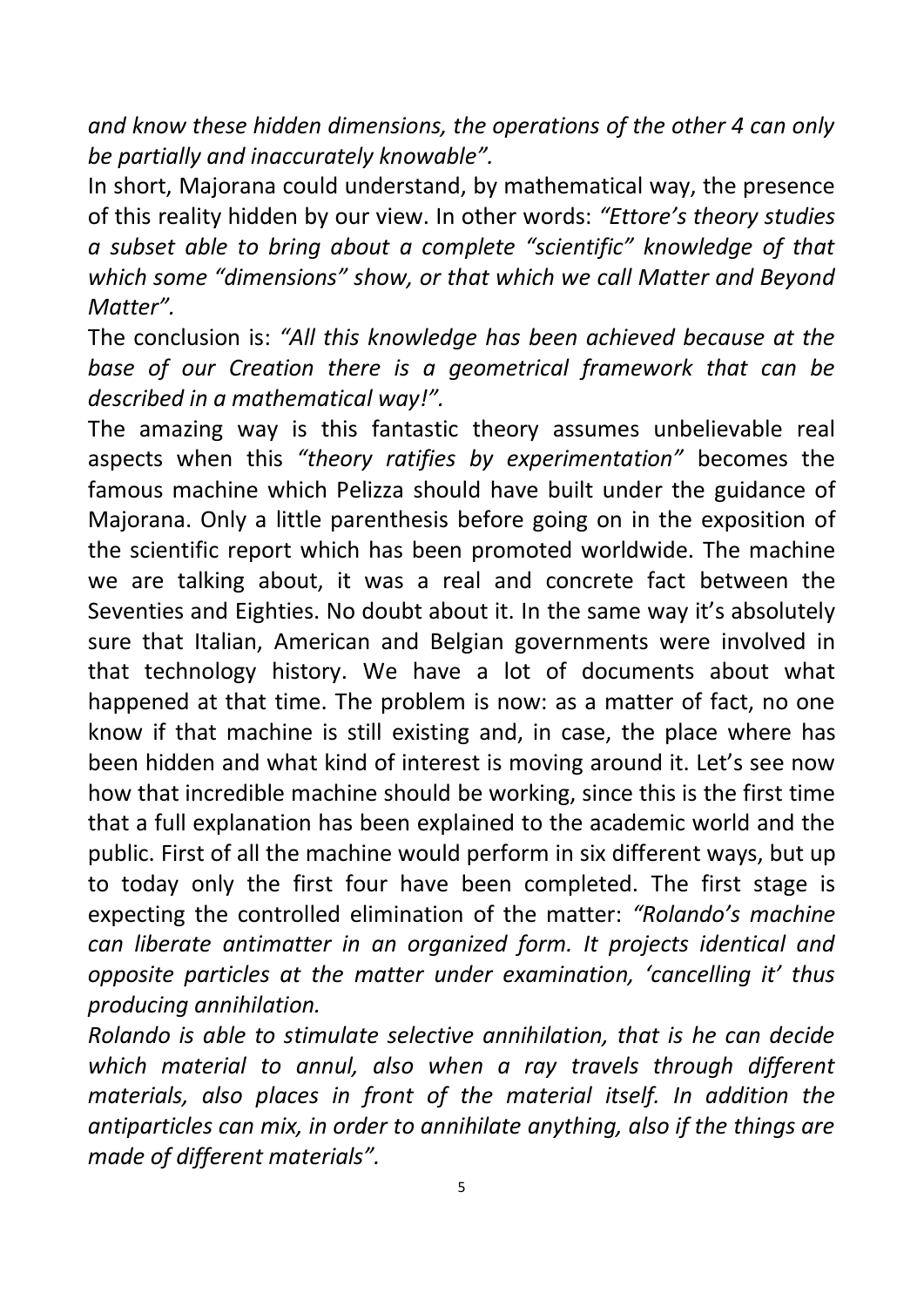*and know these hidden dimensions, the operations of the other 4 can only be partially and inaccurately knowable".*

In short, Majorana could understand, by mathematical way, the presence of this reality hidden by our view. In other words: *"Ettore's theory studies a subset able to bring about a complete "scientific" knowledge of that which some "dimensions" show, or that which we call Matter and Beyond Matter".*

The conclusion is: *"All this knowledge has been achieved because at the base of our Creation there is a geometrical framework that can be described in a mathematical way!".*

The amazing way is this fantastic theory assumes unbelievable real aspects when this *"theory ratifies by experimentation"* becomes the famous machine which Pelizza should have built under the guidance of Majorana. Only a little parenthesis before going on in the exposition of the scientific report which has been promoted worldwide. The machine we are talking about, it was a real and concrete fact between the Seventies and Eighties. No doubt about it. In the same way it's absolutely sure that Italian, American and Belgian governments were involved in that technology history. We have a lot of documents about what happened at that time. The problem is now: as a matter of fact, no one know if that machine is still existing and, in case, the place where has been hidden and what kind of interest is moving around it. Let's see now how that incredible machine should be working, since this is the first time that a full explanation has been explained to the academic world and the public. First of all the machine would perform in six different ways, but up to today only the first four have been completed. The first stage is expecting the controlled elimination of the matter: *"Rolando's machine can liberate antimatter in an organized form. It projects identical and opposite particles at the matter under examination, 'cancelling it' thus producing annihilation.*

*Rolando is able to stimulate selective annihilation, that is he can decide which material to annul, also when a ray travels through different materials, also places in front of the material itself. In addition the antiparticles can mix, in order to annihilate anything, also if the things are made of different materials".*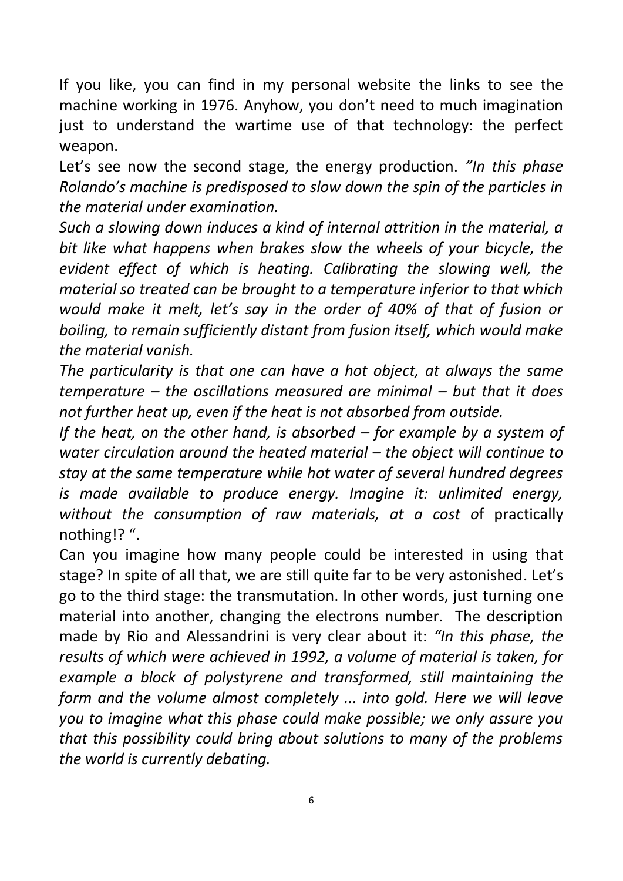If you like, you can find in my personal website the links to see the machine working in 1976. Anyhow, you don't need to much imagination just to understand the wartime use of that technology: the perfect weapon.

Let's see now the second stage, the energy production. *"In this phase Rolando's machine is predisposed to slow down the spin of the particles in the material under examination.*

*Such a slowing down induces a kind of internal attrition in the material, a bit like what happens when brakes slow the wheels of your bicycle, the evident effect of which is heating. Calibrating the slowing well, the material so treated can be brought to a temperature inferior to that which would make it melt, let's say in the order of 40% of that of fusion or boiling, to remain sufficiently distant from fusion itself, which would make the material vanish.*

*The particularity is that one can have a hot object, at always the same temperature – the oscillations measured are minimal – but that it does not further heat up, even if the heat is not absorbed from outside.*

*If the heat, on the other hand, is absorbed – for example by a system of water circulation around the heated material – the object will continue to stay at the same temperature while hot water of several hundred degrees is made available to produce energy. Imagine it: unlimited energy, without the consumption of raw materials, at a cost o*f practically nothing!? ".

Can you imagine how many people could be interested in using that stage? In spite of all that, we are still quite far to be very astonished. Let's go to the third stage: the transmutation. In other words, just turning one material into another, changing the electrons number. The description made by Rio and Alessandrini is very clear about it: *"In this phase, the results of which were achieved in 1992, a volume of material is taken, for example a block of polystyrene and transformed, still maintaining the form and the volume almost completely ... into gold. Here we will leave you to imagine what this phase could make possible; we only assure you that this possibility could bring about solutions to many of the problems the world is currently debating.*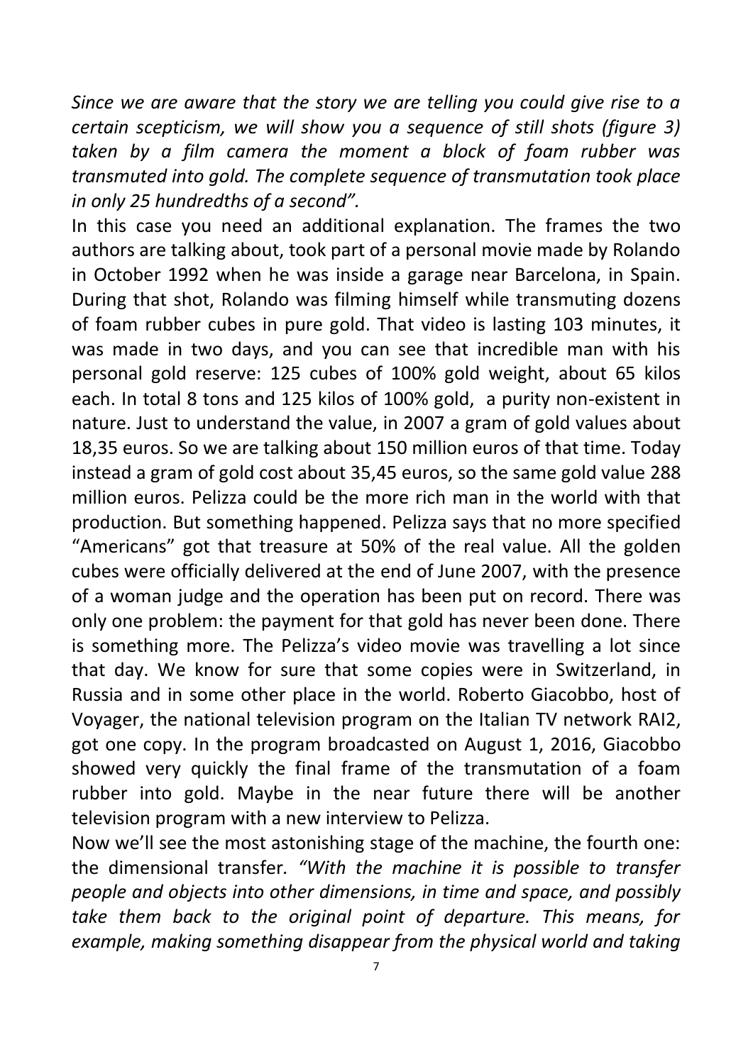*Since we are aware that the story we are telling you could give rise to a certain scepticism, we will show you a sequence of still shots (figure 3) taken by a film camera the moment a block of foam rubber was transmuted into gold. The complete sequence of transmutation took place in only 25 hundredths of a second".*

In this case you need an additional explanation. The frames the two authors are talking about, took part of a personal movie made by Rolando in October 1992 when he was inside a garage near Barcelona, in Spain. During that shot, Rolando was filming himself while transmuting dozens of foam rubber cubes in pure gold. That video is lasting 103 minutes, it was made in two days, and you can see that incredible man with his personal gold reserve: 125 cubes of 100% gold weight, about 65 kilos each. In total 8 tons and 125 kilos of 100% gold, a purity non-existent in nature. Just to understand the value, in 2007 a gram of gold values about 18,35 euros. So we are talking about 150 million euros of that time. Today instead a gram of gold cost about 35,45 euros, so the same gold value 288 million euros. Pelizza could be the more rich man in the world with that production. But something happened. Pelizza says that no more specified "Americans" got that treasure at 50% of the real value. All the golden cubes were officially delivered at the end of June 2007, with the presence of a woman judge and the operation has been put on record. There was only one problem: the payment for that gold has never been done. There is something more. The Pelizza's video movie was travelling a lot since that day. We know for sure that some copies were in Switzerland, in Russia and in some other place in the world. Roberto Giacobbo, host of Voyager, the national television program on the Italian TV network RAI2, got one copy. In the program broadcasted on August 1, 2016, Giacobbo showed very quickly the final frame of the transmutation of a foam rubber into gold. Maybe in the near future there will be another television program with a new interview to Pelizza.

Now we'll see the most astonishing stage of the machine, the fourth one: the dimensional transfer. *"With the machine it is possible to transfer people and objects into other dimensions, in time and space, and possibly take them back to the original point of departure. This means, for example, making something disappear from the physical world and taking*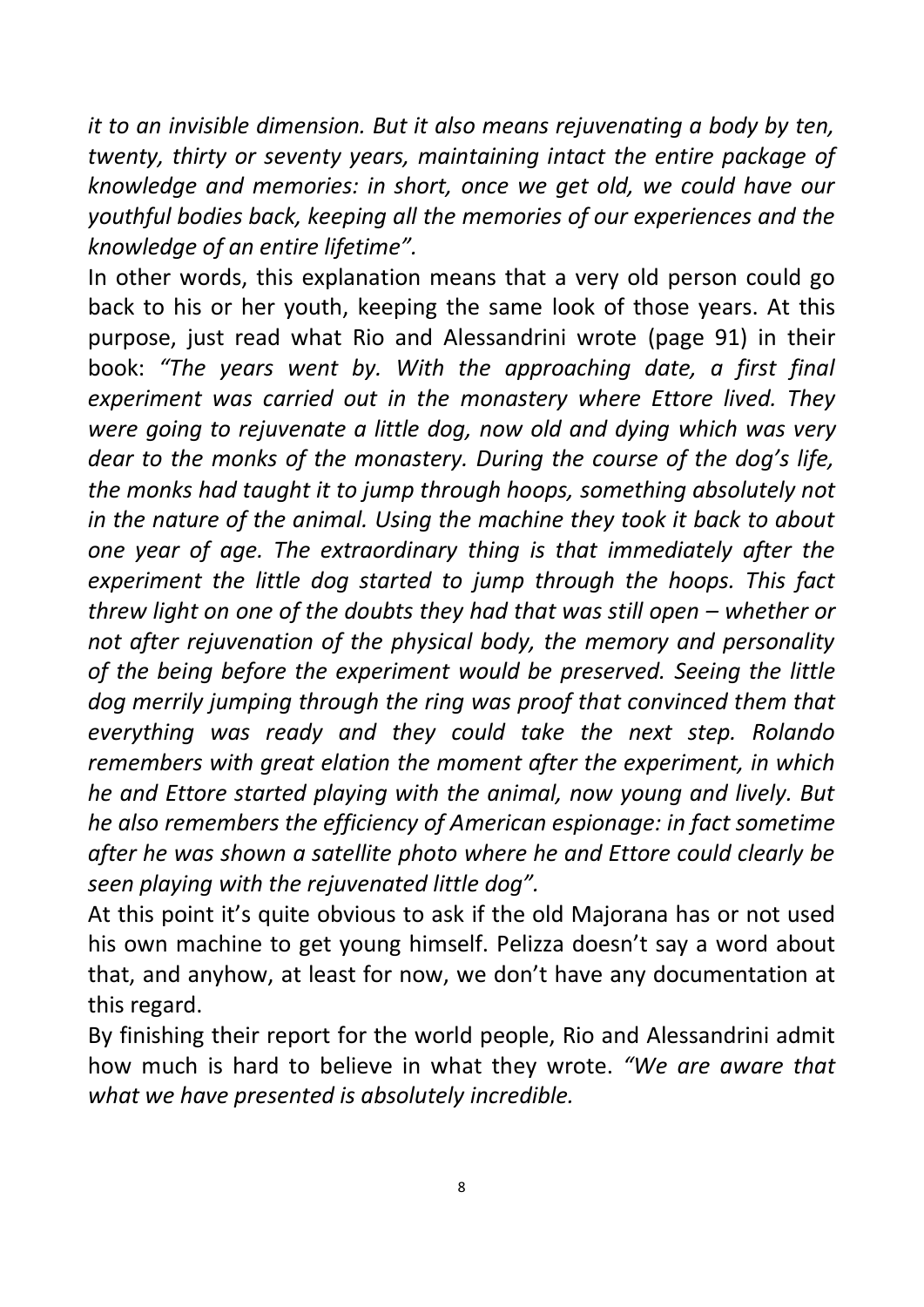*it to an invisible dimension. But it also means rejuvenating a body by ten, twenty, thirty or seventy years, maintaining intact the entire package of knowledge and memories: in short, once we get old, we could have our youthful bodies back, keeping all the memories of our experiences and the knowledge of an entire lifetime".*

In other words, this explanation means that a very old person could go back to his or her youth, keeping the same look of those years. At this purpose, just read what Rio and Alessandrini wrote (page 91) in their book: *"The years went by. With the approaching date, a first final experiment was carried out in the monastery where Ettore lived. They were going to rejuvenate a little dog, now old and dying which was very dear to the monks of the monastery. During the course of the dog's life, the monks had taught it to jump through hoops, something absolutely not in the nature of the animal. Using the machine they took it back to about one year of age. The extraordinary thing is that immediately after the experiment the little dog started to jump through the hoops. This fact threw light on one of the doubts they had that was still open – whether or not after rejuvenation of the physical body, the memory and personality of the being before the experiment would be preserved. Seeing the little dog merrily jumping through the ring was proof that convinced them that everything was ready and they could take the next step. Rolando remembers with great elation the moment after the experiment, in which he and Ettore started playing with the animal, now young and lively. But he also remembers the efficiency of American espionage: in fact sometime after he was shown a satellite photo where he and Ettore could clearly be seen playing with the rejuvenated little dog".*

At this point it's quite obvious to ask if the old Majorana has or not used his own machine to get young himself. Pelizza doesn't say a word about that, and anyhow, at least for now, we don't have any documentation at this regard.

By finishing their report for the world people, Rio and Alessandrini admit how much is hard to believe in what they wrote. *"We are aware that what we have presented is absolutely incredible.*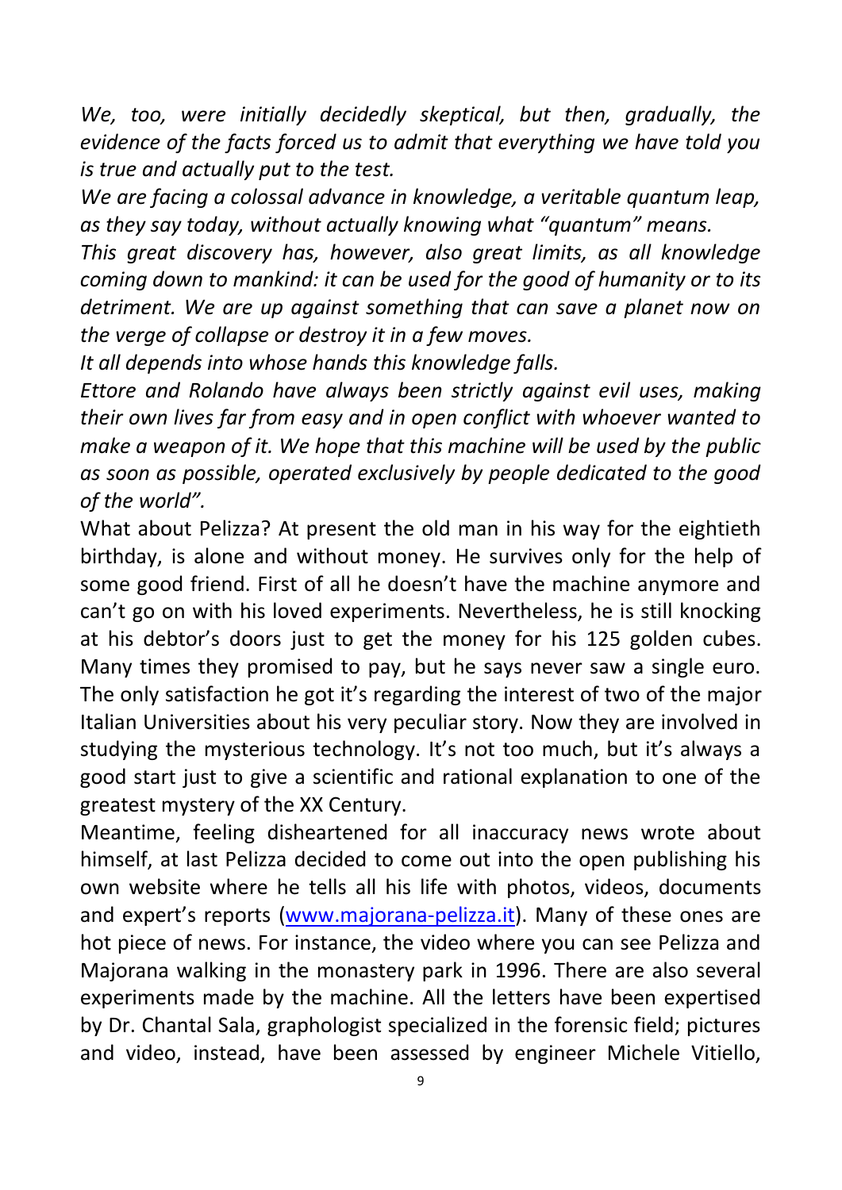*We, too, were initially decidedly skeptical, but then, gradually, the evidence of the facts forced us to admit that everything we have told you is true and actually put to the test.*

*We are facing a colossal advance in knowledge, a veritable quantum leap, as they say today, without actually knowing what "quantum" means.*

*This great discovery has, however, also great limits, as all knowledge coming down to mankind: it can be used for the good of humanity or to its detriment. We are up against something that can save a planet now on the verge of collapse or destroy it in a few moves.*

*It all depends into whose hands this knowledge falls.*

*Ettore and Rolando have always been strictly against evil uses, making their own lives far from easy and in open conflict with whoever wanted to make a weapon of it. We hope that this machine will be used by the public as soon as possible, operated exclusively by people dedicated to the good of the world".*

What about Pelizza? At present the old man in his way for the eightieth birthday, is alone and without money. He survives only for the help of some good friend. First of all he doesn't have the machine anymore and can't go on with his loved experiments. Nevertheless, he is still knocking at his debtor's doors just to get the money for his 125 golden cubes. Many times they promised to pay, but he says never saw a single euro. The only satisfaction he got it's regarding the interest of two of the major Italian Universities about his very peculiar story. Now they are involved in studying the mysterious technology. It's not too much, but it's always a good start just to give a scientific and rational explanation to one of the greatest mystery of the XX Century.

Meantime, feeling disheartened for all inaccuracy news wrote about himself, at last Pelizza decided to come out into the open publishing his own website where he tells all his life with photos, videos, documents and expert's reports (www.majorana-pelizza.it). Many of these ones are hot piece of news. For instance, the video where you can see Pelizza and Majorana walking in the monastery park in 1996. There are also several experiments made by the machine. All the letters have been expertised by Dr. Chantal Sala, graphologist specialized in the forensic field; pictures and video, instead, have been assessed by engineer Michele Vitiello,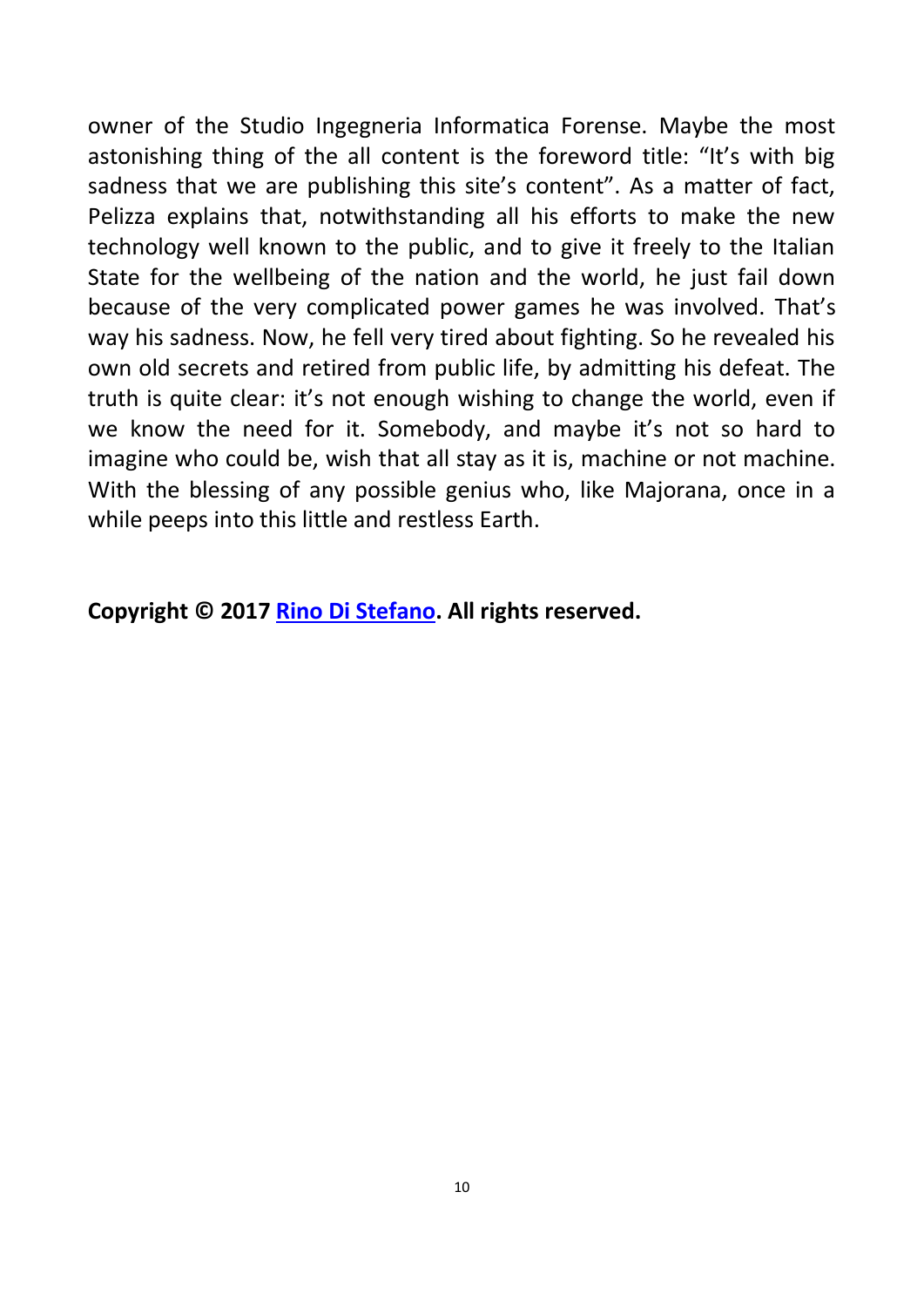owner of the Studio Ingegneria Informatica Forense. Maybe the most astonishing thing of the all content is the foreword title: "It's with big sadness that we are publishing this site's content". As a matter of fact, Pelizza explains that, notwithstanding all his efforts to make the new technology well known to the public, and to give it freely to the Italian State for the wellbeing of the nation and the world, he just fail down because of the very complicated power games he was involved. That's way his sadness. Now, he fell very tired about fighting. So he revealed his own old secrets and retired from public life, by admitting his defeat. The truth is quite clear: it's not enough wishing to change the world, even if we know the need for it. Somebody, and maybe it's not so hard to imagine who could be, wish that all stay as it is, machine or not machine. With the blessing of any possible genius who, like Majorana, once in a while peeps into this little and restless Earth.

**Copyright © 2017 Rino Di Stefano. All rights reserved.**